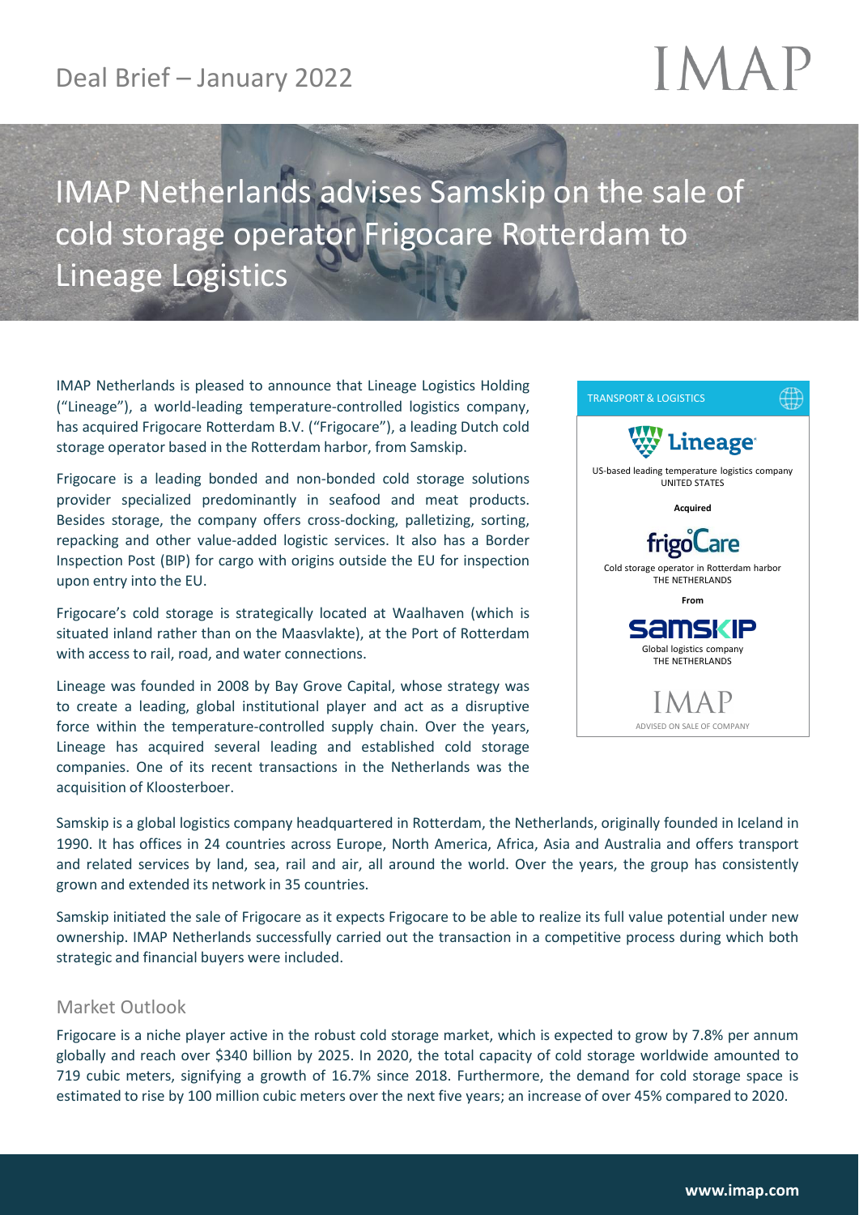Deal Brief – January 2022

IMAP

# IMAP Netherlands advises Samskip on the sale of cold storage operator Frigocare Rotterdam to Lineage Logistics

IMAP Netherlands is pleased to announce that Lineage Logistics Holding ("Lineage"), a world-leading temperature-controlled logistics company, has acquired Frigocare Rotterdam B.V. ("Frigocare"), a leading Dutch cold storage operator based in the Rotterdam harbor, from Samskip.

Frigocare is a leading bonded and non-bonded cold storage solutions provider specialized predominantly in seafood and meat products. Besides storage, the company offers cross-docking, palletizing, sorting, repacking and other value-added logistic services. It also has a Border Inspection Post (BIP) for cargo with origins outside the EU for inspection upon entry into the EU.

Frigocare's cold storage is strategically located at Waalhaven (which is situated inland rather than on the Maasvlakte), at the Port of Rotterdam with access to rail, road, and water connections.

Lineage was founded in 2008 by Bay Grove Capital, whose strategy was to create a leading, global institutional player and act as a disruptive force within the temperature-controlled supply chain. Over the years, Lineage has acquired several leading and established cold storage companies. One of its recent transactions in the Netherlands was the acquisition of Kloosterboer.

TRANSPORT & LOGISTICS

**Lineage**
US-based leading temperature logistics company
UNITED STATES

**Acquired**

**frigoCare**
Cold storage operator in Rotterdam harbor
THE NETHERLANDS

**From**

**SAMSKIP**
Global logistics company
THE NETHERLANDS

IMAP
ADVISED ON SALE OF COMPANY

Samskip is a global logistics company headquartered in Rotterdam, the Netherlands, originally founded in Iceland in 1990. It has offices in 24 countries across Europe, North America, Africa, Asia and Australia and offers transport and related services by land, sea, rail and air, all around the world. Over the years, the group has consistently grown and extended its network in 35 countries.

Samskip initiated the sale of Frigocare as it expects Frigocare to be able to realize its full value potential under new ownership. IMAP Netherlands successfully carried out the transaction in a competitive process during which both strategic and financial buyers were included.

## Market Outlook

Frigocare is a niche player active in the robust cold storage market, which is expected to grow by 7.8% per annum globally and reach over $340 billion by 2025. In 2020, the total capacity of cold storage worldwide amounted to 719 cubic meters, signifying a growth of 16.7% since 2018. Furthermore, the demand for cold storage space is estimated to rise by 100 million cubic meters over the next five years; an increase of over 45% compared to 2020.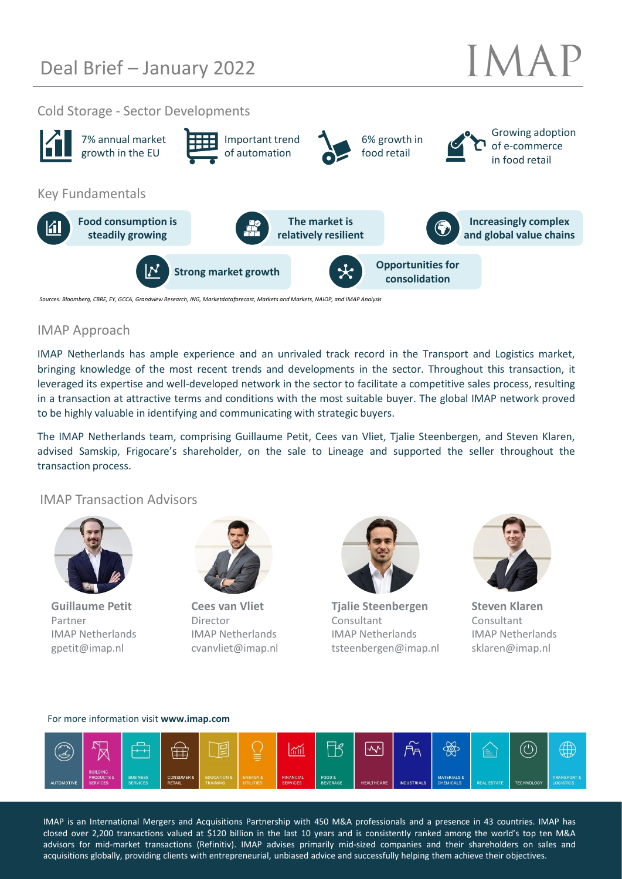# Deal Brief – January 2022

IMAP

## Cold Storage - Sector Developments

7% annual market growth in the EU

Important trend of automation

6% growth in food retail

Growing adoption of e-commerce in food retail

## Key Fundamentals

**Food consumption is steadily growing**

**The market is relatively resilient**

**Increasingly complex and global value chains**

**Strong market growth**

**Opportunities for consolidation**

*Sources: Bloomberg, CBRE, EY, GCCA, Grandview Research, ING, Marketdataforecast, Markets and Markets, NAIOP, and IMAP Analysis*

## IMAP Approach

IMAP Netherlands has ample experience and an unrivaled track record in the Transport and Logistics market, bringing knowledge of the most recent trends and developments in the sector. Throughout this transaction, it leveraged its expertise and well-developed network in the sector to facilitate a competitive sales process, resulting in a transaction at attractive terms and conditions with the most suitable buyer. The global IMAP network proved to be highly valuable in identifying and communicating with strategic buyers.

The IMAP Netherlands team, comprising Guillaume Petit, Cees van Vliet, Tjalie Steenbergen, and Steven Klaren, advised Samskip, Frigocare's shareholder, on the sale to Lineage and supported the seller throughout the transaction process.

## IMAP Transaction Advisors

**Guillaume Petit**
Partner
IMAP Netherlands
gpetit@imap.nl

**Cees van Vliet**
Director
IMAP Netherlands
cvanvliet@imap.nl

**Tjalie Steenbergen**
Consultant
IMAP Netherlands
tsteenbergen@imap.nl

**Steven Klaren**
Consultant
IMAP Netherlands
sklaren@imap.nl

For more information visit **www.imap.com**

AUTOMOTIVE | BUILDING PRODUCTS & SERVICES | BUSINESS SERVICES | CONSUMER & RETAIL | EDUCATION & TRAINING | ENERGY & UTILITIES | FINANCIAL SERVICES | FOOD & BEVERAGE | HEALTHCARE | INDUSTRIALS | MATERIALS & CHEMICALS | REAL ESTATE | TECHNOLOGY | TRANSPORT & LOGISTICS

IMAP is an International Mergers and Acquisitions Partnership with 450 M&A professionals and a presence in 43 countries. IMAP has closed over 2,200 transactions valued at $120 billion in the last 10 years and is consistently ranked among the world's top ten M&A advisors for mid-market transactions (Refinitiv). IMAP advises primarily mid-sized companies and their shareholders on sales and acquisitions globally, providing clients with entrepreneurial, unbiased advice and successfully helping them achieve their objectives.